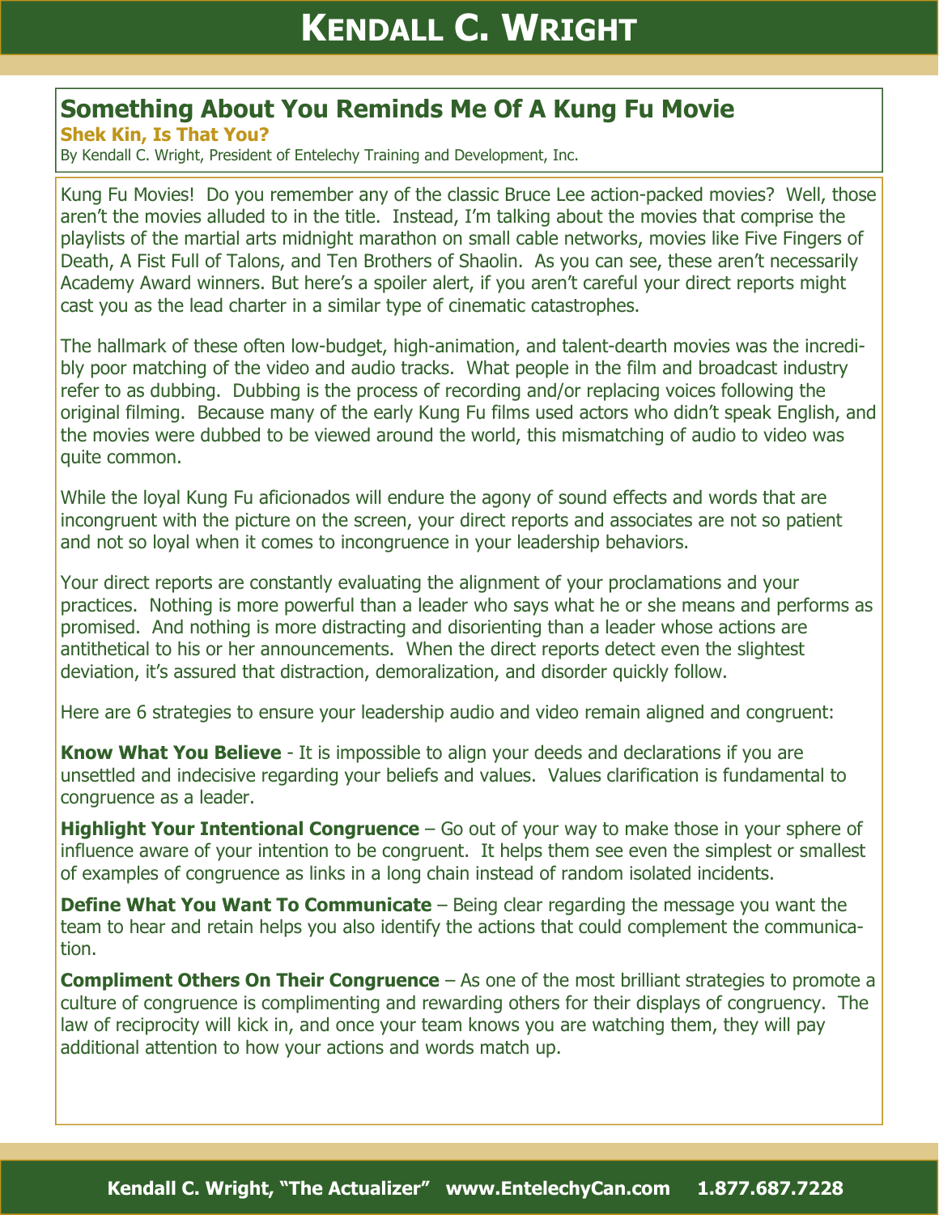# Something About You Reminds Me Of A Kung Fu Movie

**Shek Kin, Is That You?**

By Kendall C. Wright, President of Entelechy Training and Development, Inc.

Kung Fu Movies! Do you remember any of the classic Bruce Lee action-packed movies? Well, those aren't the movies alluded to in the title. Instead, I'm talking about the movies that comprise the playlists of the martial arts midnight marathon on small cable networks, movies like Five Fingers of Death, A Fist Full of Talons, and Ten Brothers of Shaolin. As you can see, these aren't necessarily Academy Award winners. But here's a spoiler alert, if you aren't careful your direct reports might cast you as the lead charter in a similar type of cinematic catastrophes.

The hallmark of these often low-budget, high-animation, and talent-dearth movies was the incredibly poor matching of the video and audio tracks. What people in the film and broadcast industry refer to as dubbing. Dubbing is the process of recording and/or replacing voices following the original filming. Because many of the early Kung Fu films used actors who didn't speak English, and the movies were dubbed to be viewed around the world, this mismatching of audio to video was quite common.

While the loyal Kung Fu aficionados will endure the agony of sound effects and words that are incongruent with the picture on the screen, your direct reports and associates are not so patient and not so loyal when it comes to incongruence in your leadership behaviors.

Your direct reports are constantly evaluating the alignment of your proclamations and your practices. Nothing is more powerful than a leader who says what he or she means and performs as promised. And nothing is more distracting and disorienting than a leader whose actions are antithetical to his or her announcements. When the direct reports detect even the slightest deviation, it's assured that distraction, demoralization, and disorder quickly follow.

Here are 6 strategies to ensure your leadership audio and video remain aligned and congruent:

**Know What You Believe** - It is impossible to align your deeds and declarations if you are unsettled and indecisive regarding your beliefs and values. Values clarification is fundamental to congruence as a leader.

**Highlight Your Intentional Congruence** – Go out of your way to make those in your sphere of influence aware of your intention to be congruent. It helps them see even the simplest or smallest of examples of congruence as links in a long chain instead of random isolated incidents.

**Define What You Want To Communicate** – Being clear regarding the message you want the team to hear and retain helps you also identify the actions that could complement the communication.

**Compliment Others On Their Congruence** – As one of the most brilliant strategies to promote a culture of congruence is complimenting and rewarding others for their displays of congruency. The law of reciprocity will kick in, and once your team knows you are watching them, they will pay additional attention to how your actions and words match up.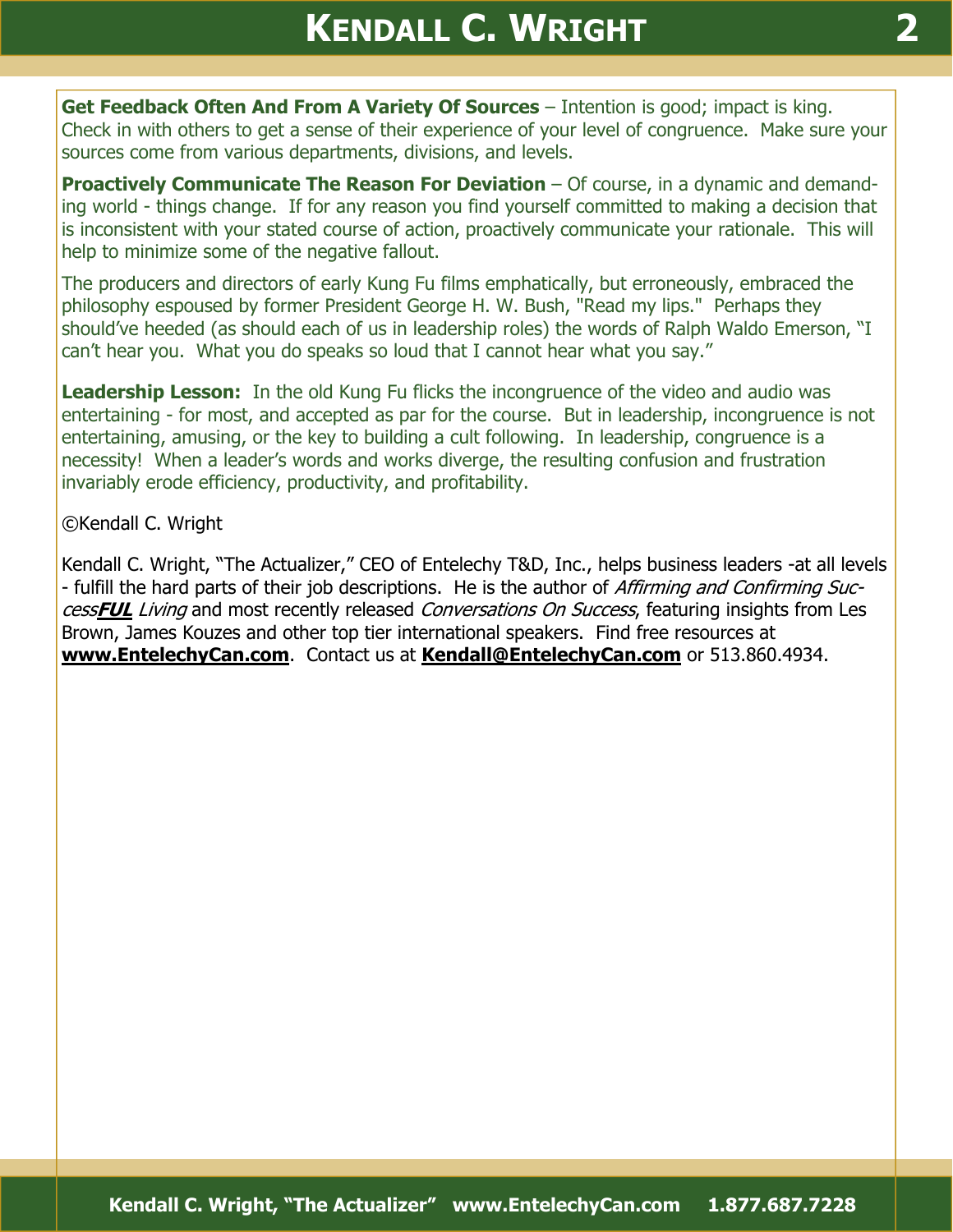**Get Feedback Often And From A Variety Of Sources** – Intention is good; impact is king. Check in with others to get a sense of their experience of your level of congruence. Make sure your sources come from various departments, divisions, and levels.

**Proactively Communicate The Reason For Deviation** – Of course, in a dynamic and demanding world - things change. If for any reason you find yourself committed to making a decision that is inconsistent with your stated course of action, proactively communicate your rationale. This will help to minimize some of the negative fallout.

The producers and directors of early Kung Fu films emphatically, but erroneously, embraced the philosophy espoused by former President George H. W. Bush, "Read my lips." Perhaps they should've heeded (as should each of us in leadership roles) the words of Ralph Waldo Emerson, "I can't hear you. What you do speaks so loud that I cannot hear what you say."

**Leadership Lesson:** In the old Kung Fu flicks the incongruence of the video and audio was entertaining - for most, and accepted as par for the course. But in leadership, incongruence is not entertaining, amusing, or the key to building a cult following. In leadership, congruence is a necessity! When a leader's words and works diverge, the resulting confusion and frustration invariably erode efficiency, productivity, and profitability.

©Kendall C. Wright

Kendall C. Wright, "The Actualizer," CEO of Entelechy T&D, Inc., helps business leaders -at all levels - fulfill the hard parts of their job descriptions. He is the author of *Affirming and Confirming SuccessFUL Living* and most recently released *Conversations On Success*, featuring insights from Les Brown, James Kouzes and other top tier international speakers. Find free resources at **www.EntelechyCan.com**. Contact us at **Kendall@EntelechyCan.com** or 513.860.4934.